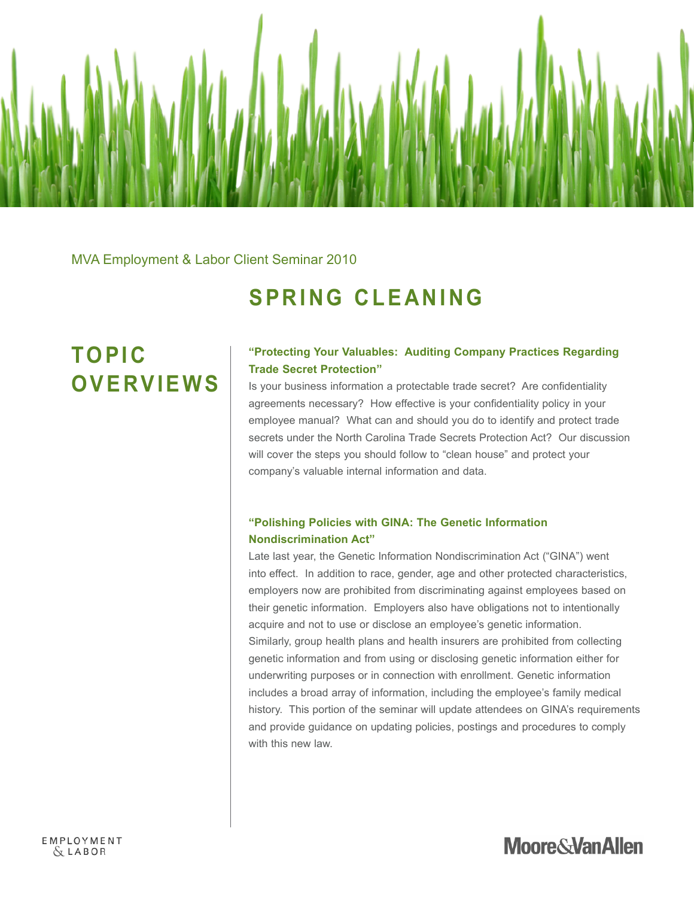MVA Employment & Labor Client Seminar 2010

# SPRING CLEANING

## TOPIC OVERVIEWS

### "Protecting Your Valuables: Auditing Company Practices Regarding Trade Secret Protection"

Is your business information a protectable trade secret? Are confidentiality agreements necessary? How effective is your confidentiality policy in your employee manual? What can and should you do to identify and protect trade secrets under the North Carolina Trade Secrets Protection Act? Our discussion will cover the steps you should follow to "clean house" and protect your company's valuable internal information and data.

### "Polishing Policies with GINA: The Genetic Information Nondiscrimination Act"

Late last year, the Genetic Information Nondiscrimination Act ("GINA") went into effect. In addition to race, gender, age and other protected characteristics, employers now are prohibited from discriminating against employees based on their genetic information. Employers also have obligations not to intentionally acquire and not to use or disclose an employee's genetic information. Similarly, group health plans and health insurers are prohibited from collecting genetic information and from using or disclosing genetic information either for underwriting purposes or in connection with enrollment. Genetic information includes a broad array of information, including the employee's family medical history. This portion of the seminar will update attendees on GINA's requirements and provide guidance on updating policies, postings and procedures to comply with this new law.

EMPLOYMENT & LABOR

Moore&VanAllen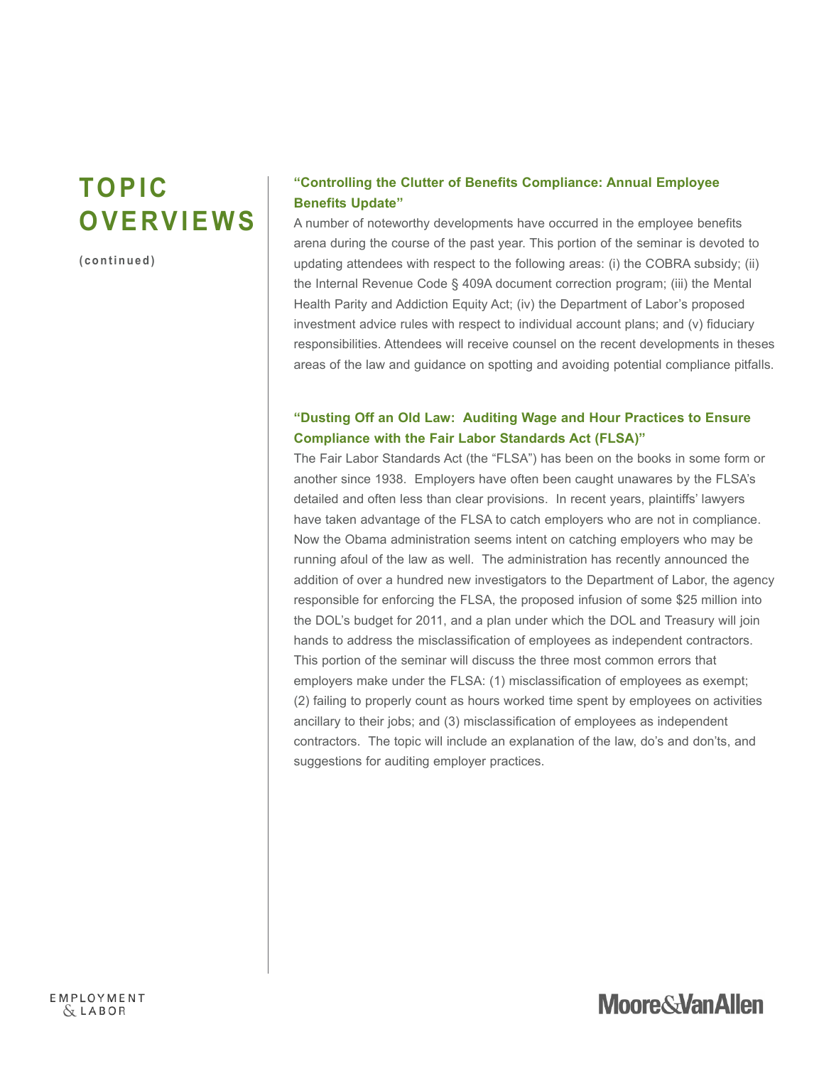# TOPIC OVERVIEWS

**(continued)**

### "Controlling the Clutter of Benefits Compliance: Annual Employee Benefits Update"

A number of noteworthy developments have occurred in the employee benefits arena during the course of the past year. This portion of the seminar is devoted to updating attendees with respect to the following areas: (i) the COBRA subsidy; (ii) the Internal Revenue Code § 409A document correction program; (iii) the Mental Health Parity and Addiction Equity Act; (iv) the Department of Labor's proposed investment advice rules with respect to individual account plans; and (v) fiduciary responsibilities. Attendees will receive counsel on the recent developments in theses areas of the law and guidance on spotting and avoiding potential compliance pitfalls.

### "Dusting Off an Old Law: Auditing Wage and Hour Practices to Ensure Compliance with the Fair Labor Standards Act (FLSA)"

The Fair Labor Standards Act (the "FLSA") has been on the books in some form or another since 1938. Employers have often been caught unawares by the FLSA's detailed and often less than clear provisions. In recent years, plaintiffs' lawyers have taken advantage of the FLSA to catch employers who are not in compliance. Now the Obama administration seems intent on catching employers who may be running afoul of the law as well. The administration has recently announced the addition of over a hundred new investigators to the Department of Labor, the agency responsible for enforcing the FLSA, the proposed infusion of some $25 million into the DOL's budget for 2011, and a plan under which the DOL and Treasury will join hands to address the misclassification of employees as independent contractors. This portion of the seminar will discuss the three most common errors that employers make under the FLSA: (1) misclassification of employees as exempt; (2) failing to properly count as hours worked time spent by employees on activities ancillary to their jobs; and (3) misclassification of employees as independent contractors. The topic will include an explanation of the law, do's and don'ts, and suggestions for auditing employer practices.